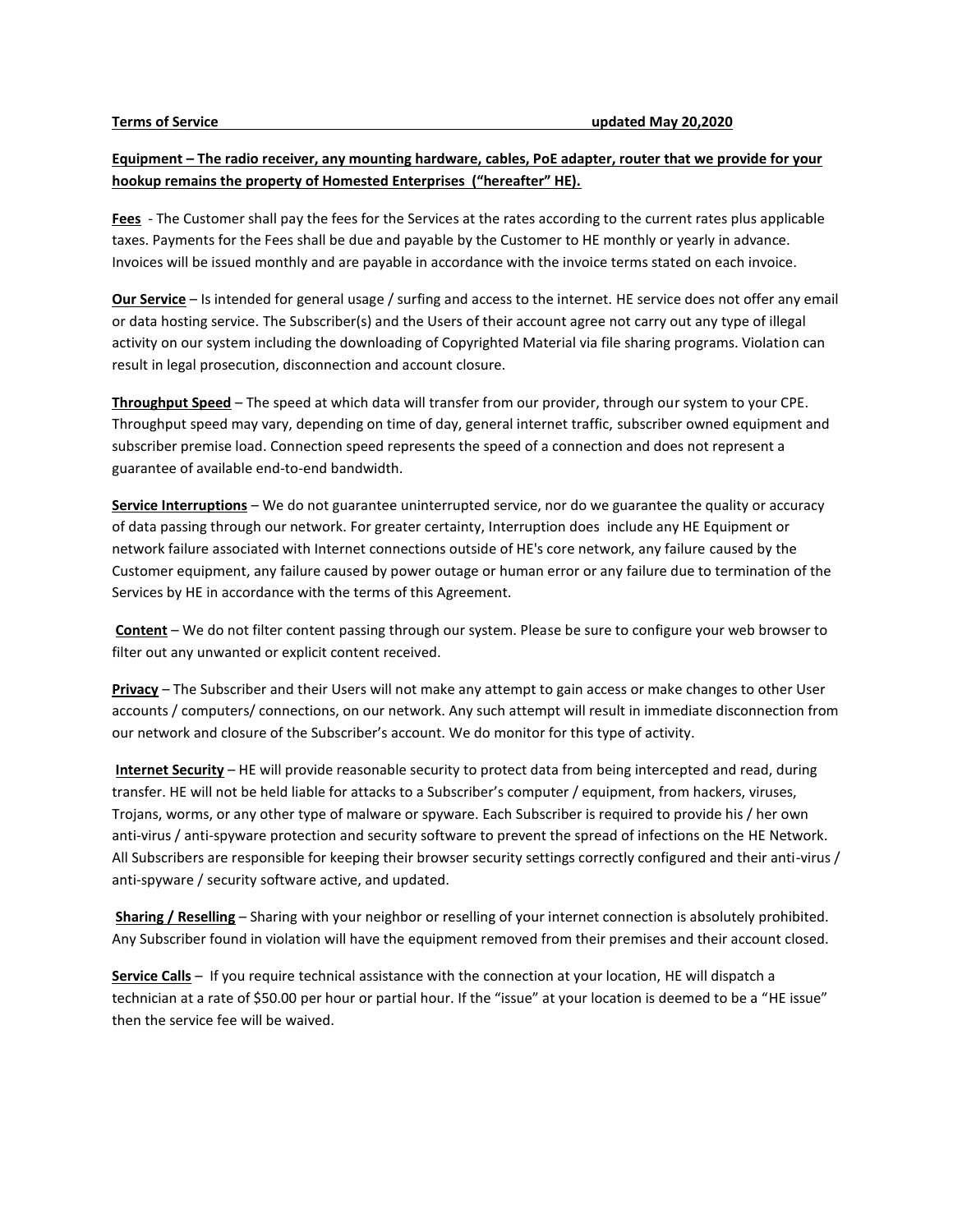**Terms of Service updated May 20,2020**

**Equipment – The radio receiver, any mounting hardware, cables, PoE adapter, router that we provide for your hookup remains the property of Homested Enterprises ("hereafter" HE).**

**Fees** - The Customer shall pay the fees for the Services at the rates according to the current rates plus applicable taxes. Payments for the Fees shall be due and payable by the Customer to HE monthly or yearly in advance. Invoices will be issued monthly and are payable in accordance with the invoice terms stated on each invoice.

**Our Service** – Is intended for general usage / surfing and access to the internet. HE service does not offer any email or data hosting service. The Subscriber(s) and the Users of their account agree not carry out any type of illegal activity on our system including the downloading of Copyrighted Material via file sharing programs. Violation can result in legal prosecution, disconnection and account closure.

**Throughput Speed** – The speed at which data will transfer from our provider, through our system to your CPE. Throughput speed may vary, depending on time of day, general internet traffic, subscriber owned equipment and subscriber premise load. Connection speed represents the speed of a connection and does not represent a guarantee of available end-to-end bandwidth.

**Service Interruptions** – We do not guarantee uninterrupted service, nor do we guarantee the quality or accuracy of data passing through our network. For greater certainty, Interruption does include any HE Equipment or network failure associated with Internet connections outside of HE's core network, any failure caused by the Customer equipment, any failure caused by power outage or human error or any failure due to termination of the Services by HE in accordance with the terms of this Agreement.

**Content** – We do not filter content passing through our system. Please be sure to configure your web browser to filter out any unwanted or explicit content received.

**Privacy** – The Subscriber and their Users will not make any attempt to gain access or make changes to other User accounts / computers/ connections, on our network. Any such attempt will result in immediate disconnection from our network and closure of the Subscriber's account. We do monitor for this type of activity.

**Internet Security** – HE will provide reasonable security to protect data from being intercepted and read, during transfer. HE will not be held liable for attacks to a Subscriber's computer / equipment, from hackers, viruses, Trojans, worms, or any other type of malware or spyware. Each Subscriber is required to provide his / her own anti-virus / anti-spyware protection and security software to prevent the spread of infections on the HE Network. All Subscribers are responsible for keeping their browser security settings correctly configured and their anti-virus / anti-spyware / security software active, and updated.

**Sharing / Reselling** – Sharing with your neighbor or reselling of your internet connection is absolutely prohibited. Any Subscriber found in violation will have the equipment removed from their premises and their account closed.

**Service Calls** – If you require technical assistance with the connection at your location, HE will dispatch a technician at a rate of $50.00 per hour or partial hour. If the "issue" at your location is deemed to be a "HE issue" then the service fee will be waived.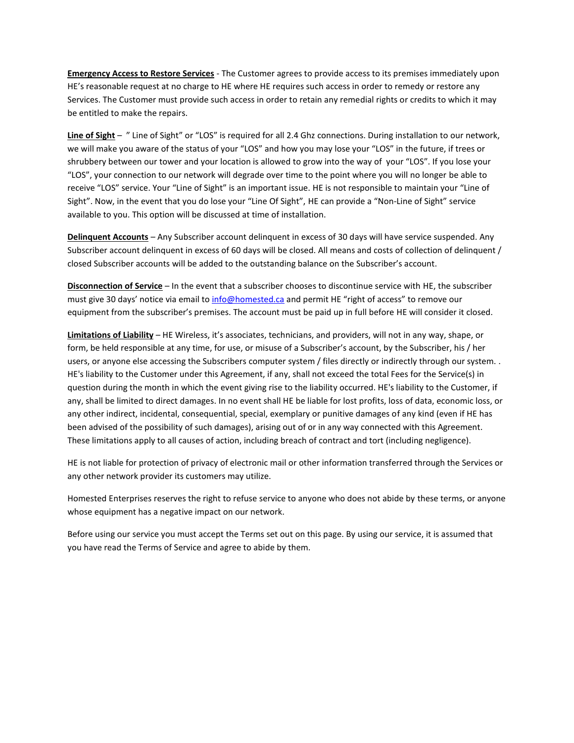**Emergency Access to Restore Services** - The Customer agrees to provide access to its premises immediately upon HE's reasonable request at no charge to HE where HE requires such access in order to remedy or restore any Services. The Customer must provide such access in order to retain any remedial rights or credits to which it may be entitled to make the repairs.

**Line of Sight** – " Line of Sight" or "LOS" is required for all 2.4 Ghz connections. During installation to our network, we will make you aware of the status of your "LOS" and how you may lose your "LOS" in the future, if trees or shrubbery between our tower and your location is allowed to grow into the way of your "LOS". If you lose your "LOS", your connection to our network will degrade over time to the point where you will no longer be able to receive "LOS" service. Your "Line of Sight" is an important issue. HE is not responsible to maintain your "Line of Sight". Now, in the event that you do lose your "Line Of Sight", HE can provide a "Non-Line of Sight" service available to you. This option will be discussed at time of installation.

**Delinquent Accounts** – Any Subscriber account delinquent in excess of 30 days will have service suspended. Any Subscriber account delinquent in excess of 60 days will be closed. All means and costs of collection of delinquent / closed Subscriber accounts will be added to the outstanding balance on the Subscriber's account.

**Disconnection of Service** – In the event that a subscriber chooses to discontinue service with HE, the subscriber must give 30 days' notice via email to info@homested.ca and permit HE "right of access" to remove our equipment from the subscriber's premises. The account must be paid up in full before HE will consider it closed.

**Limitations of Liability** – HE Wireless, it's associates, technicians, and providers, will not in any way, shape, or form, be held responsible at any time, for use, or misuse of a Subscriber's account, by the Subscriber, his / her users, or anyone else accessing the Subscribers computer system / files directly or indirectly through our system. . HE's liability to the Customer under this Agreement, if any, shall not exceed the total Fees for the Service(s) in question during the month in which the event giving rise to the liability occurred. HE's liability to the Customer, if any, shall be limited to direct damages. In no event shall HE be liable for lost profits, loss of data, economic loss, or any other indirect, incidental, consequential, special, exemplary or punitive damages of any kind (even if HE has been advised of the possibility of such damages), arising out of or in any way connected with this Agreement. These limitations apply to all causes of action, including breach of contract and tort (including negligence).

HE is not liable for protection of privacy of electronic mail or other information transferred through the Services or any other network provider its customers may utilize.

Homested Enterprises reserves the right to refuse service to anyone who does not abide by these terms, or anyone whose equipment has a negative impact on our network.

Before using our service you must accept the Terms set out on this page. By using our service, it is assumed that you have read the Terms of Service and agree to abide by them.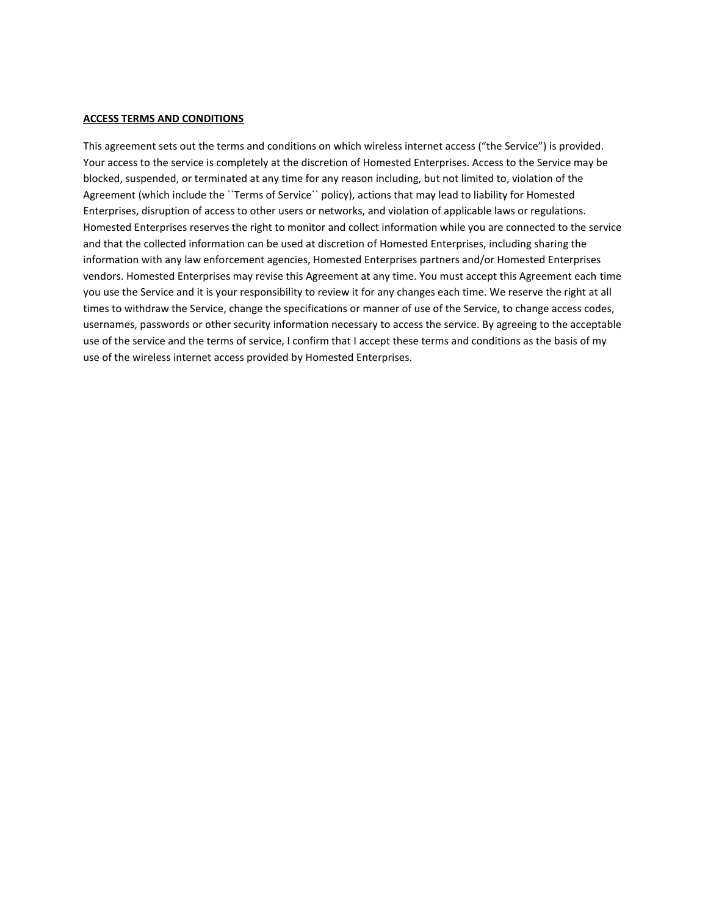**ACCESS TERMS AND CONDITIONS**

This agreement sets out the terms and conditions on which wireless internet access ("the Service") is provided. Your access to the service is completely at the discretion of Homested Enterprises. Access to the Service may be blocked, suspended, or terminated at any time for any reason including, but not limited to, violation of the Agreement (which include the ``Terms of Service`` policy), actions that may lead to liability for Homested Enterprises, disruption of access to other users or networks, and violation of applicable laws or regulations. Homested Enterprises reserves the right to monitor and collect information while you are connected to the service and that the collected information can be used at discretion of Homested Enterprises, including sharing the information with any law enforcement agencies, Homested Enterprises partners and/or Homested Enterprises vendors. Homested Enterprises may revise this Agreement at any time. You must accept this Agreement each time you use the Service and it is your responsibility to review it for any changes each time. We reserve the right at all times to withdraw the Service, change the specifications or manner of use of the Service, to change access codes, usernames, passwords or other security information necessary to access the service. By agreeing to the acceptable use of the service and the terms of service, I confirm that I accept these terms and conditions as the basis of my use of the wireless internet access provided by Homested Enterprises.